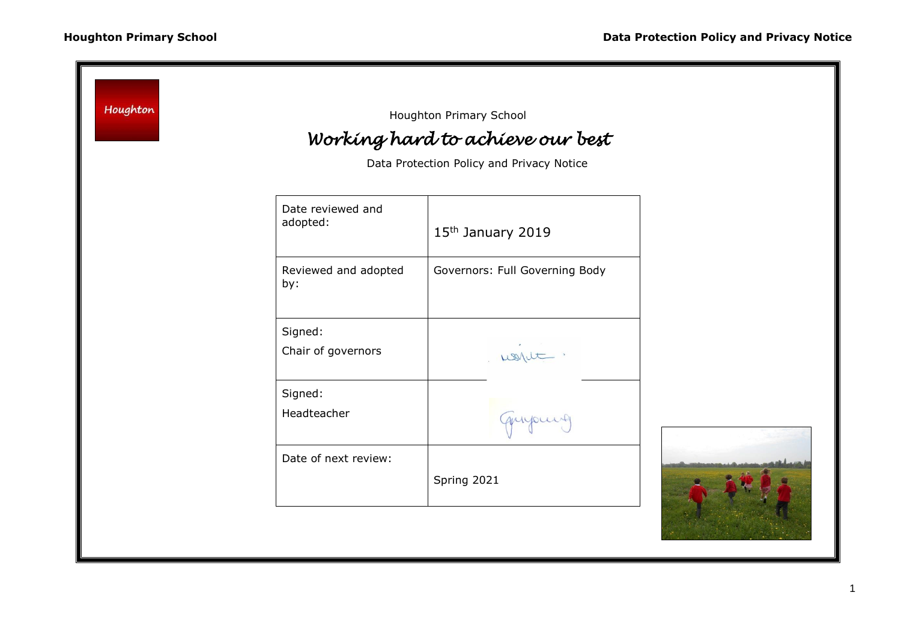Houghton

Houghton Primary School

*Working hard to achieve our best*

Data Protection Policy and Privacy Notice

| | |
|---|---|
| Date reviewed and adopted: | 15th January 2019 |
| Reviewed and adopted by: | Governors: Full Governing Body |
| Signed: Chair of governors | |
| Signed: Headteacher | |
| Date of next review: | Spring 2021 |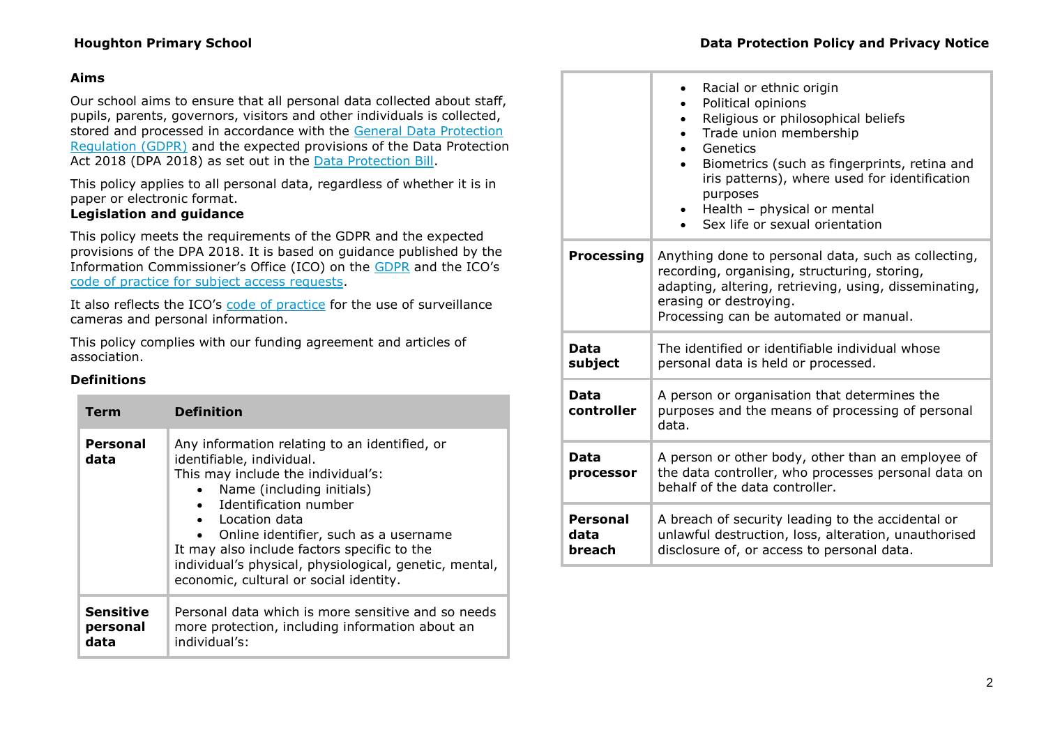## Aims

Our school aims to ensure that all personal data collected about staff, pupils, parents, governors, visitors and other individuals is collected, stored and processed in accordance with the General Data Protection Regulation (GDPR) and the expected provisions of the Data Protection Act 2018 (DPA 2018) as set out in the Data Protection Bill.

This policy applies to all personal data, regardless of whether it is in paper or electronic format.

## Legislation and guidance

This policy meets the requirements of the GDPR and the expected provisions of the DPA 2018. It is based on guidance published by the Information Commissioner's Office (ICO) on the GDPR and the ICO's code of practice for subject access requests.

It also reflects the ICO's code of practice for the use of surveillance cameras and personal information.

This policy complies with our funding agreement and articles of association.

## Definitions

| Term | Definition |
| --- | --- |
| **Personal data** | Any information relating to an identified, or identifiable, individual.<br>This may include the individual's:<br>• Name (including initials)<br>• Identification number<br>• Location data<br>• Online identifier, such as a username<br>It may also include factors specific to the individual's physical, physiological, genetic, mental, economic, cultural or social identity. |
| **Sensitive personal data** | Personal data which is more sensitive and so needs more protection, including information about an individual's:<br>• Racial or ethnic origin<br>• Political opinions<br>• Religious or philosophical beliefs<br>• Trade union membership<br>• Genetics<br>• Biometrics (such as fingerprints, retina and iris patterns), where used for identification purposes<br>• Health – physical or mental<br>• Sex life or sexual orientation |
| **Processing** | Anything done to personal data, such as collecting, recording, organising, structuring, storing, adapting, altering, retrieving, using, disseminating, erasing or destroying.<br>Processing can be automated or manual. |
| **Data subject** | The identified or identifiable individual whose personal data is held or processed. |
| **Data controller** | A person or organisation that determines the purposes and the means of processing of personal data. |
| **Data processor** | A person or other body, other than an employee of the data controller, who processes personal data on behalf of the data controller. |
| **Personal data breach** | A breach of security leading to the accidental or unlawful destruction, loss, alteration, unauthorised disclosure of, or access to personal data. |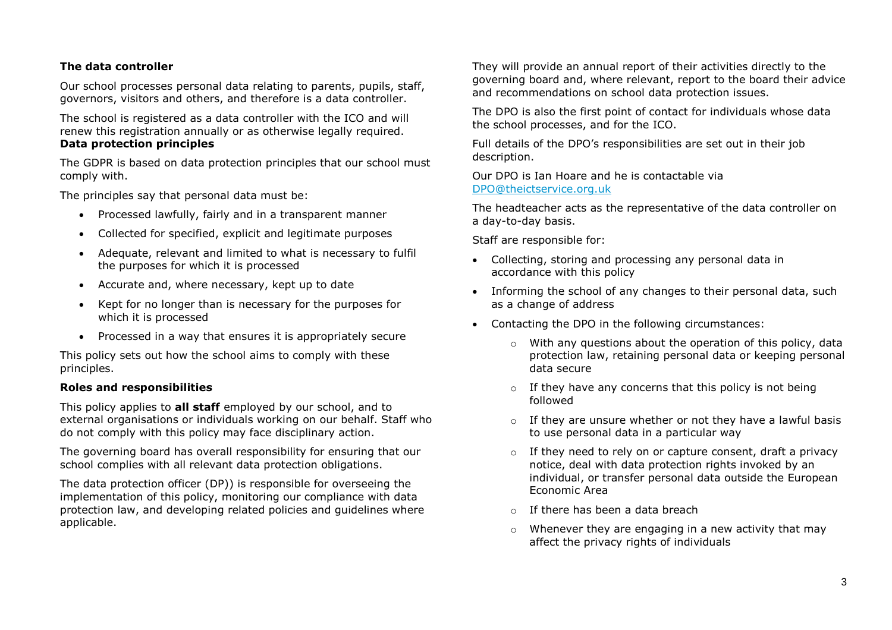**The data controller**

Our school processes personal data relating to parents, pupils, staff, governors, visitors and others, and therefore is a data controller.

The school is registered as a data controller with the ICO and will renew this registration annually or as otherwise legally required.

**Data protection principles**

The GDPR is based on data protection principles that our school must comply with.

The principles say that personal data must be:

- Processed lawfully, fairly and in a transparent manner
- Collected for specified, explicit and legitimate purposes
- Adequate, relevant and limited to what is necessary to fulfil the purposes for which it is processed
- Accurate and, where necessary, kept up to date
- Kept for no longer than is necessary for the purposes for which it is processed
- Processed in a way that ensures it is appropriately secure

This policy sets out how the school aims to comply with these principles.

**Roles and responsibilities**

This policy applies to **all staff** employed by our school, and to external organisations or individuals working on our behalf. Staff who do not comply with this policy may face disciplinary action.

The governing board has overall responsibility for ensuring that our school complies with all relevant data protection obligations.

The data protection officer (DP)) is responsible for overseeing the implementation of this policy, monitoring our compliance with data protection law, and developing related policies and guidelines where applicable.

They will provide an annual report of their activities directly to the governing board and, where relevant, report to the board their advice and recommendations on school data protection issues.

The DPO is also the first point of contact for individuals whose data the school processes, and for the ICO.

Full details of the DPO's responsibilities are set out in their job description.

Our DPO is Ian Hoare and he is contactable via DPO@theictservice.org.uk

The headteacher acts as the representative of the data controller on a day-to-day basis.

Staff are responsible for:

- Collecting, storing and processing any personal data in accordance with this policy
- Informing the school of any changes to their personal data, such as a change of address
- Contacting the DPO in the following circumstances:
    - With any questions about the operation of this policy, data protection law, retaining personal data or keeping personal data secure
    - If they have any concerns that this policy is not being followed
    - If they are unsure whether or not they have a lawful basis to use personal data in a particular way
    - If they need to rely on or capture consent, draft a privacy notice, deal with data protection rights invoked by an individual, or transfer personal data outside the European Economic Area
    - If there has been a data breach
    - Whenever they are engaging in a new activity that may affect the privacy rights of individuals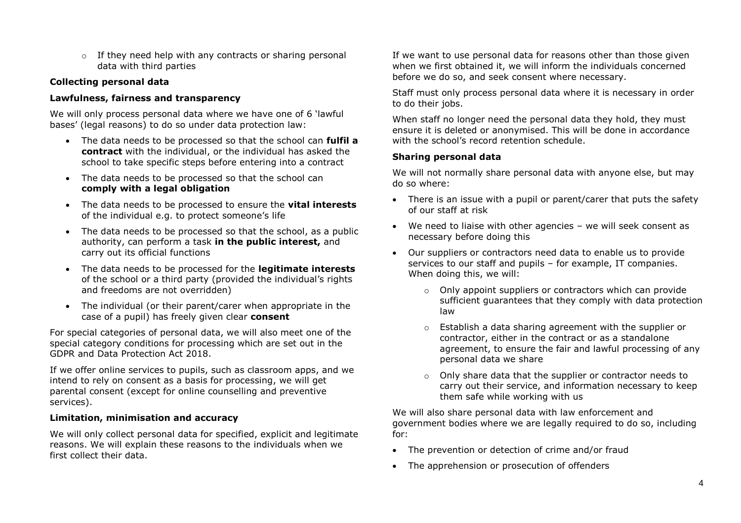- If they need help with any contracts or sharing personal data with third parties

**Collecting personal data**

**Lawfulness, fairness and transparency**

We will only process personal data where we have one of 6 'lawful bases' (legal reasons) to do so under data protection law:

- The data needs to be processed so that the school can **fulfil a contract** with the individual, or the individual has asked the school to take specific steps before entering into a contract
- The data needs to be processed so that the school can **comply with a legal obligation**
- The data needs to be processed to ensure the **vital interests** of the individual e.g. to protect someone's life
- The data needs to be processed so that the school, as a public authority, can perform a task **in the public interest,** and carry out its official functions
- The data needs to be processed for the **legitimate interests** of the school or a third party (provided the individual's rights and freedoms are not overridden)
- The individual (or their parent/carer when appropriate in the case of a pupil) has freely given clear **consent**

For special categories of personal data, we will also meet one of the special category conditions for processing which are set out in the GDPR and Data Protection Act 2018.

If we offer online services to pupils, such as classroom apps, and we intend to rely on consent as a basis for processing, we will get parental consent (except for online counselling and preventive services).

**Limitation, minimisation and accuracy**

We will only collect personal data for specified, explicit and legitimate reasons. We will explain these reasons to the individuals when we first collect their data.

If we want to use personal data for reasons other than those given when we first obtained it, we will inform the individuals concerned before we do so, and seek consent where necessary.

Staff must only process personal data where it is necessary in order to do their jobs.

When staff no longer need the personal data they hold, they must ensure it is deleted or anonymised. This will be done in accordance with the school's record retention schedule.

**Sharing personal data**

We will not normally share personal data with anyone else, but may do so where:

- There is an issue with a pupil or parent/carer that puts the safety of our staff at risk
- We need to liaise with other agencies – we will seek consent as necessary before doing this
- Our suppliers or contractors need data to enable us to provide services to our staff and pupils – for example, IT companies. When doing this, we will:
    - Only appoint suppliers or contractors which can provide sufficient guarantees that they comply with data protection law
    - Establish a data sharing agreement with the supplier or contractor, either in the contract or as a standalone agreement, to ensure the fair and lawful processing of any personal data we share
    - Only share data that the supplier or contractor needs to carry out their service, and information necessary to keep them safe while working with us

We will also share personal data with law enforcement and government bodies where we are legally required to do so, including for:

- The prevention or detection of crime and/or fraud
- The apprehension or prosecution of offenders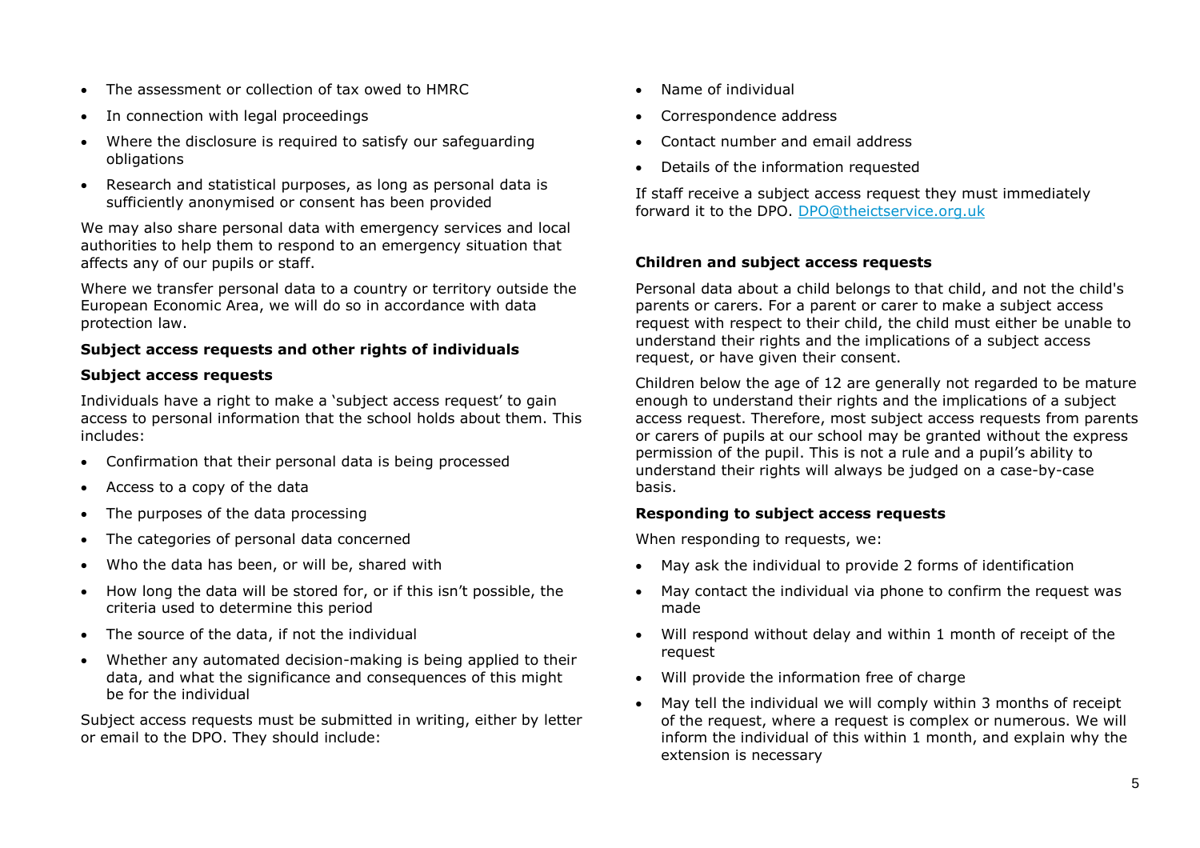- The assessment or collection of tax owed to HMRC
- In connection with legal proceedings
- Where the disclosure is required to satisfy our safeguarding obligations
- Research and statistical purposes, as long as personal data is sufficiently anonymised or consent has been provided

We may also share personal data with emergency services and local authorities to help them to respond to an emergency situation that affects any of our pupils or staff.

Where we transfer personal data to a country or territory outside the European Economic Area, we will do so in accordance with data protection law.

**Subject access requests and other rights of individuals**

**Subject access requests**

Individuals have a right to make a 'subject access request' to gain access to personal information that the school holds about them. This includes:

- Confirmation that their personal data is being processed
- Access to a copy of the data
- The purposes of the data processing
- The categories of personal data concerned
- Who the data has been, or will be, shared with
- How long the data will be stored for, or if this isn't possible, the criteria used to determine this period
- The source of the data, if not the individual
- Whether any automated decision-making is being applied to their data, and what the significance and consequences of this might be for the individual

Subject access requests must be submitted in writing, either by letter or email to the DPO. They should include:

- Name of individual
- Correspondence address
- Contact number and email address
- Details of the information requested

If staff receive a subject access request they must immediately forward it to the DPO. DPO@theictservice.org.uk

**Children and subject access requests**

Personal data about a child belongs to that child, and not the child's parents or carers. For a parent or carer to make a subject access request with respect to their child, the child must either be unable to understand their rights and the implications of a subject access request, or have given their consent.

Children below the age of 12 are generally not regarded to be mature enough to understand their rights and the implications of a subject access request. Therefore, most subject access requests from parents or carers of pupils at our school may be granted without the express permission of the pupil. This is not a rule and a pupil's ability to understand their rights will always be judged on a case-by-case basis.

**Responding to subject access requests**

When responding to requests, we:

- May ask the individual to provide 2 forms of identification
- May contact the individual via phone to confirm the request was made
- Will respond without delay and within 1 month of receipt of the request
- Will provide the information free of charge
- May tell the individual we will comply within 3 months of receipt of the request, where a request is complex or numerous. We will inform the individual of this within 1 month, and explain why the extension is necessary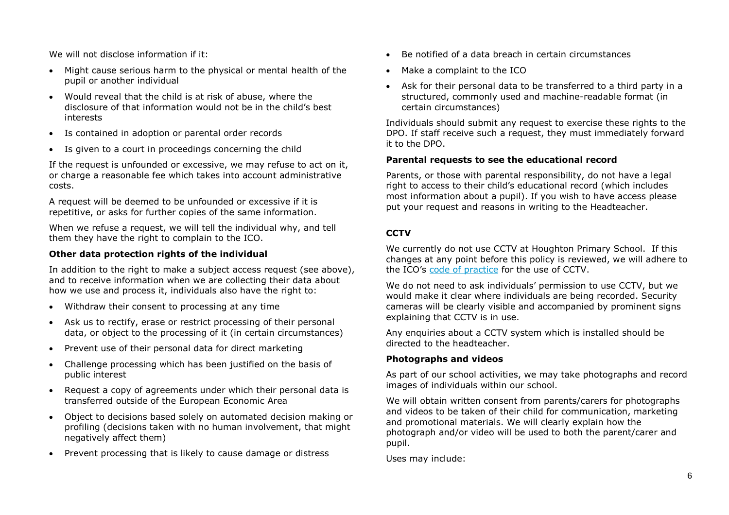We will not disclose information if it:

- Might cause serious harm to the physical or mental health of the pupil or another individual
- Would reveal that the child is at risk of abuse, where the disclosure of that information would not be in the child's best interests
- Is contained in adoption or parental order records
- Is given to a court in proceedings concerning the child

If the request is unfounded or excessive, we may refuse to act on it, or charge a reasonable fee which takes into account administrative costs.

A request will be deemed to be unfounded or excessive if it is repetitive, or asks for further copies of the same information.

When we refuse a request, we will tell the individual why, and tell them they have the right to complain to the ICO.

**Other data protection rights of the individual**

In addition to the right to make a subject access request (see above), and to receive information when we are collecting their data about how we use and process it, individuals also have the right to:

- Withdraw their consent to processing at any time
- Ask us to rectify, erase or restrict processing of their personal data, or object to the processing of it (in certain circumstances)
- Prevent use of their personal data for direct marketing
- Challenge processing which has been justified on the basis of public interest
- Request a copy of agreements under which their personal data is transferred outside of the European Economic Area
- Object to decisions based solely on automated decision making or profiling (decisions taken with no human involvement, that might negatively affect them)
- Prevent processing that is likely to cause damage or distress
- Be notified of a data breach in certain circumstances
- Make a complaint to the ICO
- Ask for their personal data to be transferred to a third party in a structured, commonly used and machine-readable format (in certain circumstances)

Individuals should submit any request to exercise these rights to the DPO. If staff receive such a request, they must immediately forward it to the DPO.

**Parental requests to see the educational record**

Parents, or those with parental responsibility, do not have a legal right to access to their child's educational record (which includes most information about a pupil). If you wish to have access please put your request and reasons in writing to the Headteacher.

**CCTV**

We currently do not use CCTV at Houghton Primary School. If this changes at any point before this policy is reviewed, we will adhere to the ICO's code of practice for the use of CCTV.

We do not need to ask individuals' permission to use CCTV, but we would make it clear where individuals are being recorded. Security cameras will be clearly visible and accompanied by prominent signs explaining that CCTV is in use.

Any enquiries about a CCTV system which is installed should be directed to the headteacher.

**Photographs and videos**

As part of our school activities, we may take photographs and record images of individuals within our school.

We will obtain written consent from parents/carers for photographs and videos to be taken of their child for communication, marketing and promotional materials. We will clearly explain how the photograph and/or video will be used to both the parent/carer and pupil.

Uses may include: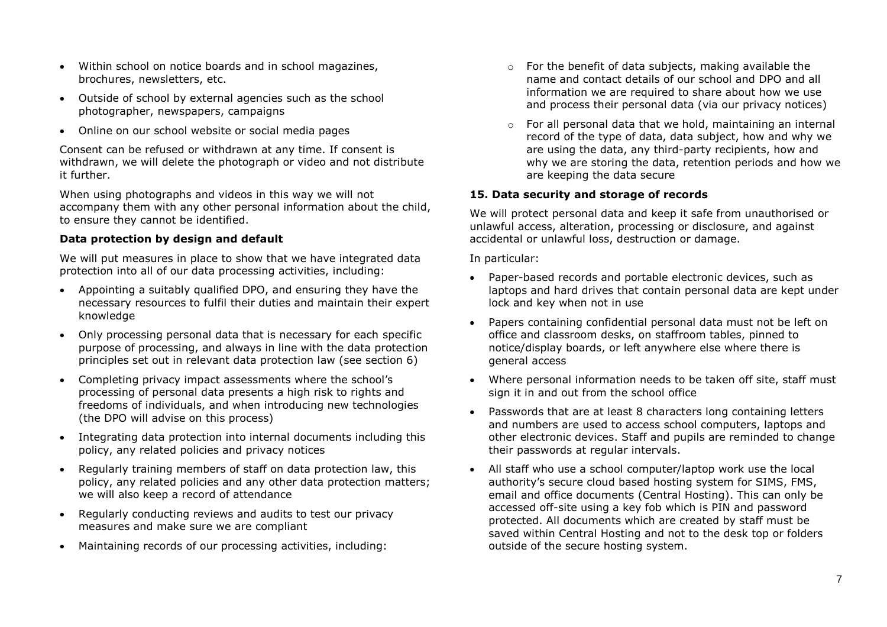- Within school on notice boards and in school magazines, brochures, newsletters, etc.
- Outside of school by external agencies such as the school photographer, newspapers, campaigns
- Online on our school website or social media pages

Consent can be refused or withdrawn at any time. If consent is withdrawn, we will delete the photograph or video and not distribute it further.

When using photographs and videos in this way we will not accompany them with any other personal information about the child, to ensure they cannot be identified.

**Data protection by design and default**

We will put measures in place to show that we have integrated data protection into all of our data processing activities, including:

- Appointing a suitably qualified DPO, and ensuring they have the necessary resources to fulfil their duties and maintain their expert knowledge
- Only processing personal data that is necessary for each specific purpose of processing, and always in line with the data protection principles set out in relevant data protection law (see section 6)
- Completing privacy impact assessments where the school's processing of personal data presents a high risk to rights and freedoms of individuals, and when introducing new technologies (the DPO will advise on this process)
- Integrating data protection into internal documents including this policy, any related policies and privacy notices
- Regularly training members of staff on data protection law, this policy, any related policies and any other data protection matters; we will also keep a record of attendance
- Regularly conducting reviews and audits to test our privacy measures and make sure we are compliant
- Maintaining records of our processing activities, including:
    - For the benefit of data subjects, making available the name and contact details of our school and DPO and all information we are required to share about how we use and process their personal data (via our privacy notices)
    - For all personal data that we hold, maintaining an internal record of the type of data, data subject, how and why we are using the data, any third-party recipients, how and why we are storing the data, retention periods and how we are keeping the data secure

**15. Data security and storage of records**

We will protect personal data and keep it safe from unauthorised or unlawful access, alteration, processing or disclosure, and against accidental or unlawful loss, destruction or damage.

In particular:

- Paper-based records and portable electronic devices, such as laptops and hard drives that contain personal data are kept under lock and key when not in use
- Papers containing confidential personal data must not be left on office and classroom desks, on staffroom tables, pinned to notice/display boards, or left anywhere else where there is general access
- Where personal information needs to be taken off site, staff must sign it in and out from the school office
- Passwords that are at least 8 characters long containing letters and numbers are used to access school computers, laptops and other electronic devices. Staff and pupils are reminded to change their passwords at regular intervals.
- All staff who use a school computer/laptop work use the local authority's secure cloud based hosting system for SIMS, FMS, email and office documents (Central Hosting). This can only be accessed off-site using a key fob which is PIN and password protected. All documents which are created by staff must be saved within Central Hosting and not to the desk top or folders outside of the secure hosting system.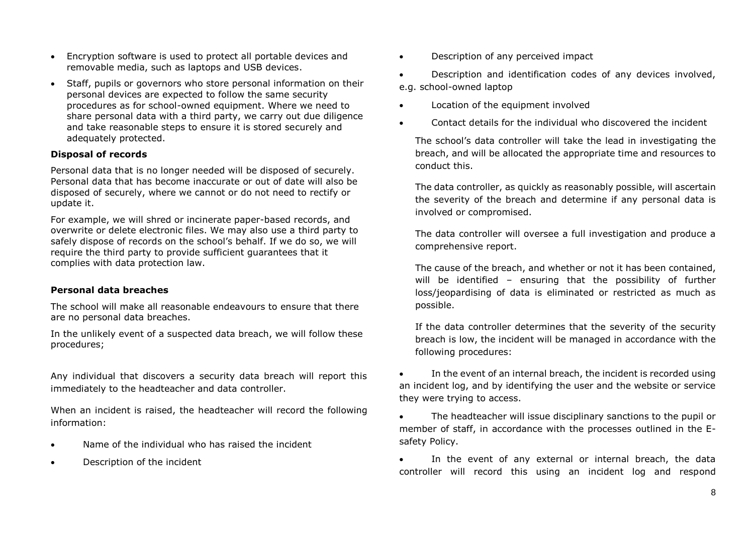- Encryption software is used to protect all portable devices and removable media, such as laptops and USB devices.
- Staff, pupils or governors who store personal information on their personal devices are expected to follow the same security procedures as for school-owned equipment. Where we need to share personal data with a third party, we carry out due diligence and take reasonable steps to ensure it is stored securely and adequately protected.

**Disposal of records**

Personal data that is no longer needed will be disposed of securely. Personal data that has become inaccurate or out of date will also be disposed of securely, where we cannot or do not need to rectify or update it.

For example, we will shred or incinerate paper-based records, and overwrite or delete electronic files. We may also use a third party to safely dispose of records on the school's behalf. If we do so, we will require the third party to provide sufficient guarantees that it complies with data protection law.

**Personal data breaches**

The school will make all reasonable endeavours to ensure that there are no personal data breaches.

In the unlikely event of a suspected data breach, we will follow these procedures;

Any individual that discovers a security data breach will report this immediately to the headteacher and data controller.

When an incident is raised, the headteacher will record the following information:

- Name of the individual who has raised the incident
- Description of the incident
- Description of any perceived impact
- Description and identification codes of any devices involved, e.g. school-owned laptop
- Location of the equipment involved
- Contact details for the individual who discovered the incident

The school's data controller will take the lead in investigating the breach, and will be allocated the appropriate time and resources to conduct this.

The data controller, as quickly as reasonably possible, will ascertain the severity of the breach and determine if any personal data is involved or compromised.

The data controller will oversee a full investigation and produce a comprehensive report.

The cause of the breach, and whether or not it has been contained, will be identified – ensuring that the possibility of further loss/jeopardising of data is eliminated or restricted as much as possible.

If the data controller determines that the severity of the security breach is low, the incident will be managed in accordance with the following procedures:

- In the event of an internal breach, the incident is recorded using an incident log, and by identifying the user and the website or service they were trying to access.
- The headteacher will issue disciplinary sanctions to the pupil or member of staff, in accordance with the processes outlined in the E-safety Policy.
- In the event of any external or internal breach, the data controller will record this using an incident log and respond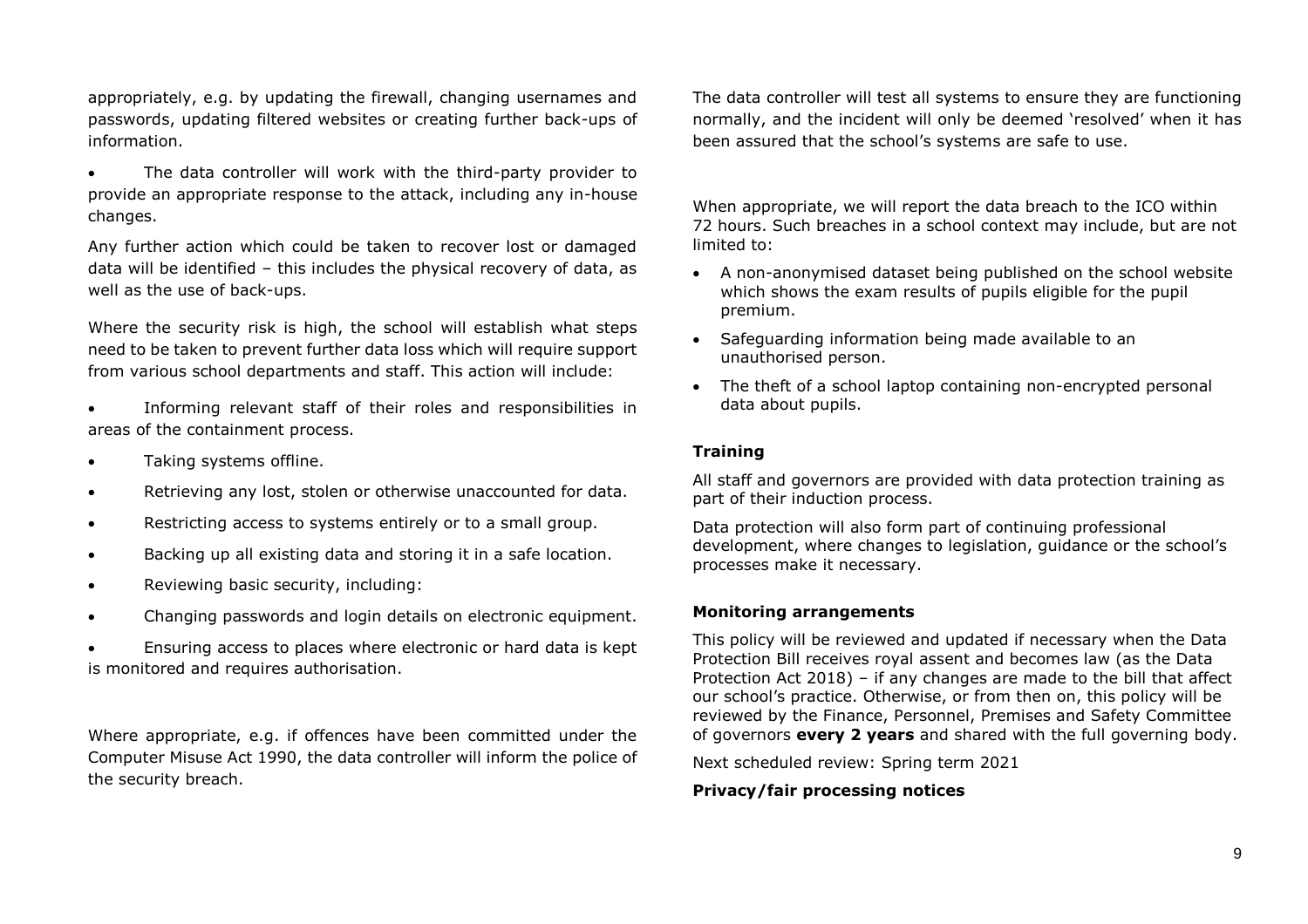appropriately, e.g. by updating the firewall, changing usernames and passwords, updating filtered websites or creating further back-ups of information.

- The data controller will work with the third-party provider to provide an appropriate response to the attack, including any in-house changes.

Any further action which could be taken to recover lost or damaged data will be identified – this includes the physical recovery of data, as well as the use of back-ups.

Where the security risk is high, the school will establish what steps need to be taken to prevent further data loss which will require support from various school departments and staff. This action will include:

- Informing relevant staff of their roles and responsibilities in areas of the containment process.
- Taking systems offline.
- Retrieving any lost, stolen or otherwise unaccounted for data.
- Restricting access to systems entirely or to a small group.
- Backing up all existing data and storing it in a safe location.
- Reviewing basic security, including:
- Changing passwords and login details on electronic equipment.
- Ensuring access to places where electronic or hard data is kept is monitored and requires authorisation.

Where appropriate, e.g. if offences have been committed under the Computer Misuse Act 1990, the data controller will inform the police of the security breach.

The data controller will test all systems to ensure they are functioning normally, and the incident will only be deemed 'resolved' when it has been assured that the school's systems are safe to use.

When appropriate, we will report the data breach to the ICO within 72 hours. Such breaches in a school context may include, but are not limited to:

- A non-anonymised dataset being published on the school website which shows the exam results of pupils eligible for the pupil premium.
- Safeguarding information being made available to an unauthorised person.
- The theft of a school laptop containing non-encrypted personal data about pupils.

**Training**

All staff and governors are provided with data protection training as part of their induction process.

Data protection will also form part of continuing professional development, where changes to legislation, guidance or the school's processes make it necessary.

**Monitoring arrangements**

This policy will be reviewed and updated if necessary when the Data Protection Bill receives royal assent and becomes law (as the Data Protection Act 2018) – if any changes are made to the bill that affect our school's practice. Otherwise, or from then on, this policy will be reviewed by the Finance, Personnel, Premises and Safety Committee of governors **every 2 years** and shared with the full governing body.

Next scheduled review: Spring term 2021

**Privacy/fair processing notices**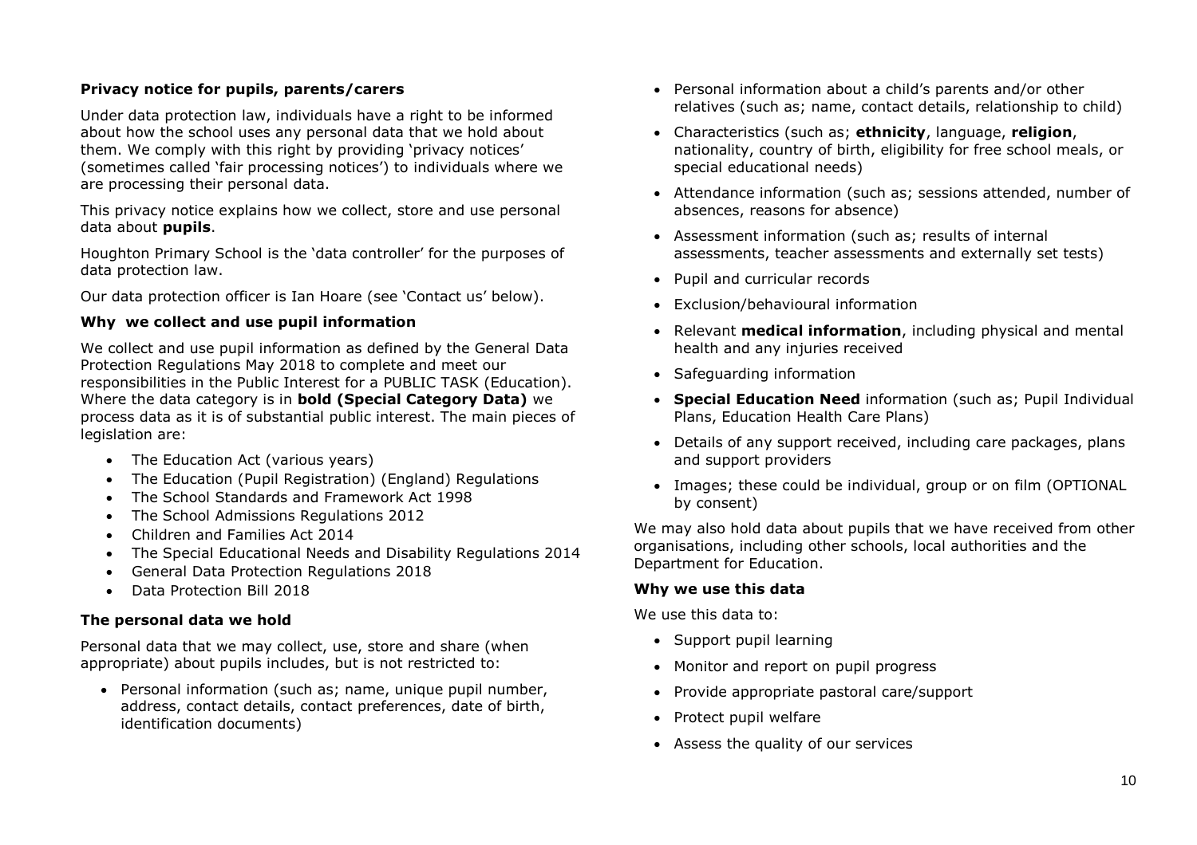**Privacy notice for pupils, parents/carers**

Under data protection law, individuals have a right to be informed about how the school uses any personal data that we hold about them. We comply with this right by providing 'privacy notices' (sometimes called 'fair processing notices') to individuals where we are processing their personal data.

This privacy notice explains how we collect, store and use personal data about **pupils**.

Houghton Primary School is the 'data controller' for the purposes of data protection law.

Our data protection officer is Ian Hoare (see 'Contact us' below).

**Why we collect and use pupil information**

We collect and use pupil information as defined by the General Data Protection Regulations May 2018 to complete and meet our responsibilities in the Public Interest for a PUBLIC TASK (Education). Where the data category is in **bold (Special Category Data)** we process data as it is of substantial public interest. The main pieces of legislation are:

- The Education Act (various years)
- The Education (Pupil Registration) (England) Regulations
- The School Standards and Framework Act 1998
- The School Admissions Regulations 2012
- Children and Families Act 2014
- The Special Educational Needs and Disability Regulations 2014
- General Data Protection Regulations 2018
- Data Protection Bill 2018

**The personal data we hold**

Personal data that we may collect, use, store and share (when appropriate) about pupils includes, but is not restricted to:

- Personal information (such as; name, unique pupil number, address, contact details, contact preferences, date of birth, identification documents)
- Personal information about a child's parents and/or other relatives (such as; name, contact details, relationship to child)
- Characteristics (such as; **ethnicity**, language, **religion**, nationality, country of birth, eligibility for free school meals, or special educational needs)
- Attendance information (such as; sessions attended, number of absences, reasons for absence)
- Assessment information (such as; results of internal assessments, teacher assessments and externally set tests)
- Pupil and curricular records
- Exclusion/behavioural information
- Relevant **medical information**, including physical and mental health and any injuries received
- Safeguarding information
- **Special Education Need** information (such as; Pupil Individual Plans, Education Health Care Plans)
- Details of any support received, including care packages, plans and support providers
- Images; these could be individual, group or on film (OPTIONAL by consent)

We may also hold data about pupils that we have received from other organisations, including other schools, local authorities and the Department for Education.

**Why we use this data**

We use this data to:

- Support pupil learning
- Monitor and report on pupil progress
- Provide appropriate pastoral care/support
- Protect pupil welfare
- Assess the quality of our services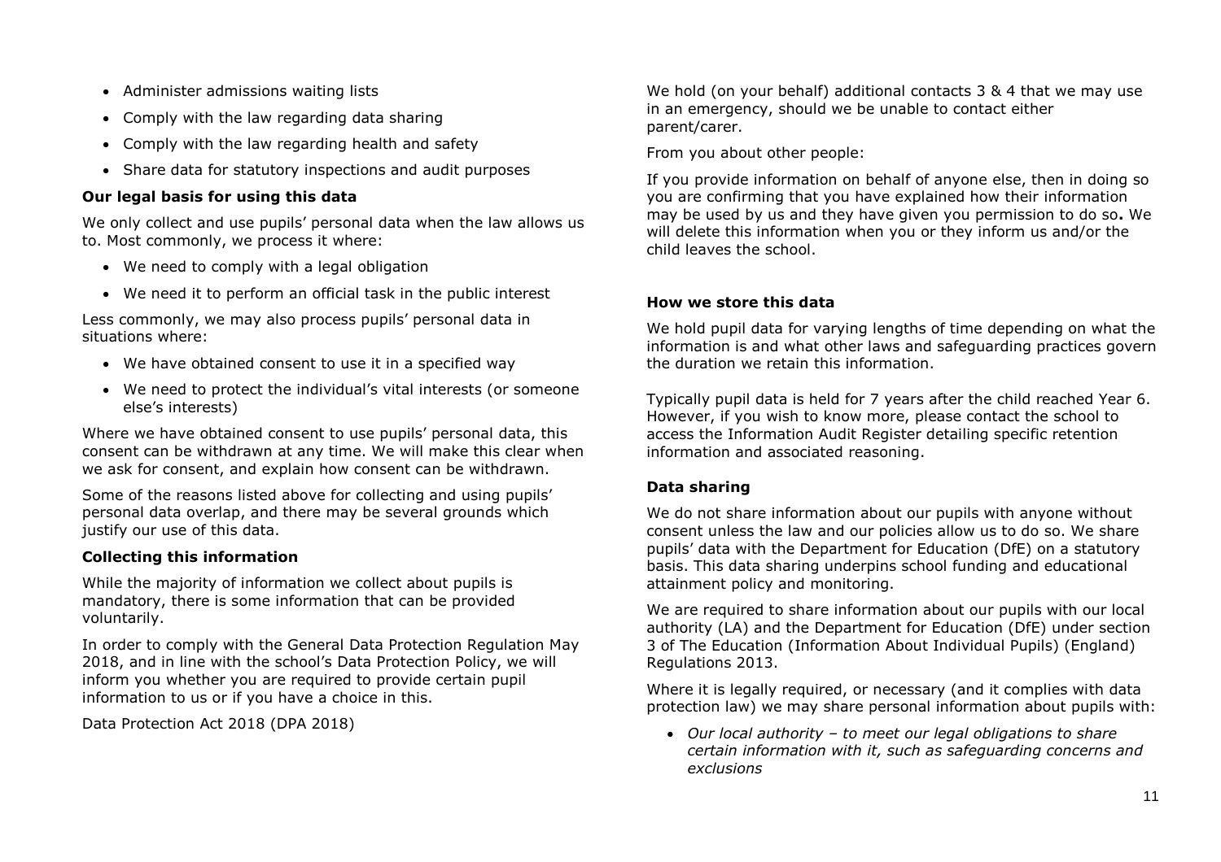- Administer admissions waiting lists
- Comply with the law regarding data sharing
- Comply with the law regarding health and safety
- Share data for statutory inspections and audit purposes

**Our legal basis for using this data**

We only collect and use pupils' personal data when the law allows us to. Most commonly, we process it where:

- We need to comply with a legal obligation
- We need it to perform an official task in the public interest

Less commonly, we may also process pupils' personal data in situations where:

- We have obtained consent to use it in a specified way
- We need to protect the individual's vital interests (or someone else's interests)

Where we have obtained consent to use pupils' personal data, this consent can be withdrawn at any time. We will make this clear when we ask for consent, and explain how consent can be withdrawn.

Some of the reasons listed above for collecting and using pupils' personal data overlap, and there may be several grounds which justify our use of this data.

**Collecting this information**

While the majority of information we collect about pupils is mandatory, there is some information that can be provided voluntarily.

In order to comply with the General Data Protection Regulation May 2018, and in line with the school's Data Protection Policy, we will inform you whether you are required to provide certain pupil information to us or if you have a choice in this.

Data Protection Act 2018 (DPA 2018)

We hold (on your behalf) additional contacts 3 & 4 that we may use in an emergency, should we be unable to contact either parent/carer.

From you about other people:

If you provide information on behalf of anyone else, then in doing so you are confirming that you have explained how their information may be used by us and they have given you permission to do so**.** We will delete this information when you or they inform us and/or the child leaves the school.

**How we store this data**

We hold pupil data for varying lengths of time depending on what the information is and what other laws and safeguarding practices govern the duration we retain this information.

Typically pupil data is held for 7 years after the child reached Year 6. However, if you wish to know more, please contact the school to access the Information Audit Register detailing specific retention information and associated reasoning.

**Data sharing**

We do not share information about our pupils with anyone without consent unless the law and our policies allow us to do so. We share pupils' data with the Department for Education (DfE) on a statutory basis. This data sharing underpins school funding and educational attainment policy and monitoring.

We are required to share information about our pupils with our local authority (LA) and the Department for Education (DfE) under section 3 of The Education (Information About Individual Pupils) (England) Regulations 2013.

Where it is legally required, or necessary (and it complies with data protection law) we may share personal information about pupils with:

- *Our local authority – to meet our legal obligations to share certain information with it, such as safeguarding concerns and exclusions*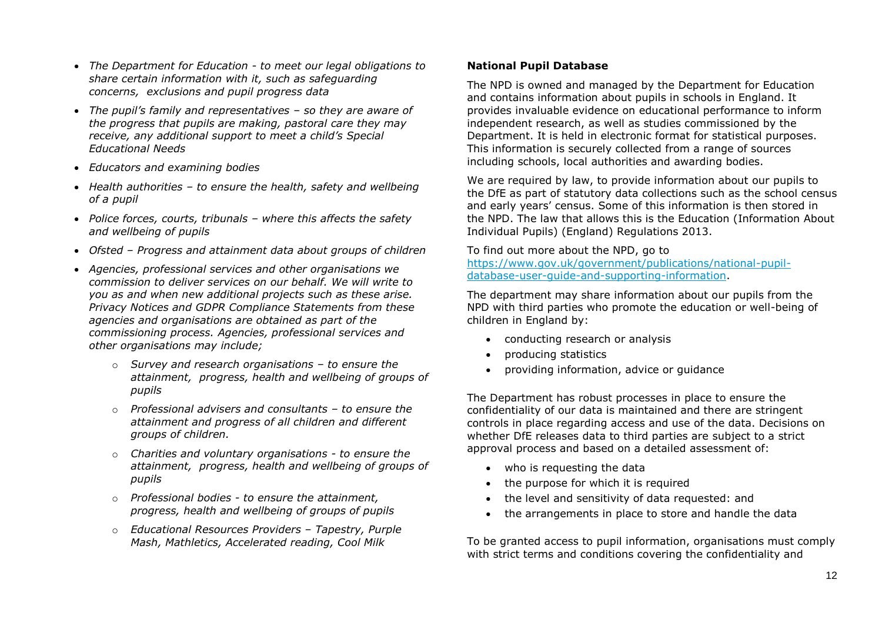- *The Department for Education - to meet our legal obligations to share certain information with it, such as safeguarding concerns, exclusions and pupil progress data*
- *The pupil's family and representatives – so they are aware of the progress that pupils are making, pastoral care they may receive, any additional support to meet a child's Special Educational Needs*
- *Educators and examining bodies*
- *Health authorities – to ensure the health, safety and wellbeing of a pupil*
- *Police forces, courts, tribunals – where this affects the safety and wellbeing of pupils*
- *Ofsted – Progress and attainment data about groups of children*
- *Agencies, professional services and other organisations we commission to deliver services on our behalf. We will write to you as and when new additional projects such as these arise. Privacy Notices and GDPR Compliance Statements from these agencies and organisations are obtained as part of the commissioning process. Agencies, professional services and other organisations may include;*
    - *Survey and research organisations – to ensure the attainment, progress, health and wellbeing of groups of pupils*
    - *Professional advisers and consultants – to ensure the attainment and progress of all children and different groups of children.*
    - *Charities and voluntary organisations - to ensure the attainment, progress, health and wellbeing of groups of pupils*
    - *Professional bodies - to ensure the attainment, progress, health and wellbeing of groups of pupils*
    - *Educational Resources Providers – Tapestry, Purple Mash, Mathletics, Accelerated reading, Cool Milk*

**National Pupil Database**

The NPD is owned and managed by the Department for Education and contains information about pupils in schools in England. It provides invaluable evidence on educational performance to inform independent research, as well as studies commissioned by the Department. It is held in electronic format for statistical purposes. This information is securely collected from a range of sources including schools, local authorities and awarding bodies.

We are required by law, to provide information about our pupils to the DfE as part of statutory data collections such as the school census and early years' census. Some of this information is then stored in the NPD. The law that allows this is the Education (Information About Individual Pupils) (England) Regulations 2013.

To find out more about the NPD, go to [https://www.gov.uk/government/publications/national-pupil-database-user-guide-and-supporting-information](https://www.gov.uk/government/publications/national-pupil-database-user-guide-and-supporting-information).

The department may share information about our pupils from the NPD with third parties who promote the education or well-being of children in England by:

- conducting research or analysis
- producing statistics
- providing information, advice or guidance

The Department has robust processes in place to ensure the confidentiality of our data is maintained and there are stringent controls in place regarding access and use of the data. Decisions on whether DfE releases data to third parties are subject to a strict approval process and based on a detailed assessment of:

- who is requesting the data
- the purpose for which it is required
- the level and sensitivity of data requested: and
- the arrangements in place to store and handle the data

To be granted access to pupil information, organisations must comply with strict terms and conditions covering the confidentiality and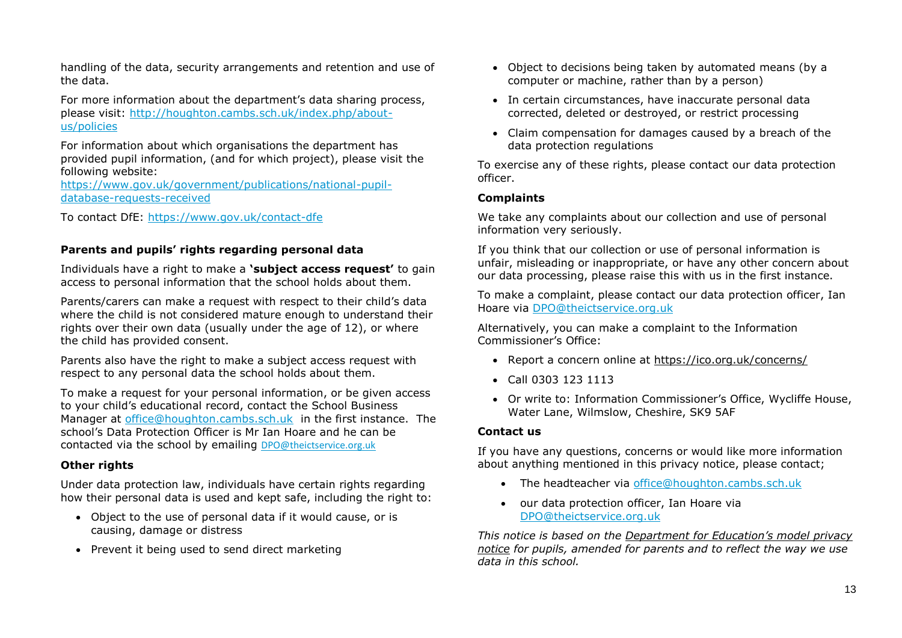handling of the data, security arrangements and retention and use of the data.

For more information about the department's data sharing process, please visit: http://houghton.cambs.sch.uk/index.php/about-us/policies

For information about which organisations the department has provided pupil information, (and for which project), please visit the following website: https://www.gov.uk/government/publications/national-pupil-database-requests-received

To contact DfE: https://www.gov.uk/contact-dfe

**Parents and pupils' rights regarding personal data**

Individuals have a right to make a **'subject access request'** to gain access to personal information that the school holds about them.

Parents/carers can make a request with respect to their child's data where the child is not considered mature enough to understand their rights over their own data (usually under the age of 12), or where the child has provided consent.

Parents also have the right to make a subject access request with respect to any personal data the school holds about them.

To make a request for your personal information, or be given access to your child's educational record, contact the School Business Manager at office@houghton.cambs.sch.uk in the first instance. The school's Data Protection Officer is Mr Ian Hoare and he can be contacted via the school by emailing DPO@theictservice.org.uk

**Other rights**

Under data protection law, individuals have certain rights regarding how their personal data is used and kept safe, including the right to:

- Object to the use of personal data if it would cause, or is causing, damage or distress
- Prevent it being used to send direct marketing
- Object to decisions being taken by automated means (by a computer or machine, rather than by a person)
- In certain circumstances, have inaccurate personal data corrected, deleted or destroyed, or restrict processing
- Claim compensation for damages caused by a breach of the data protection regulations

To exercise any of these rights, please contact our data protection officer.

**Complaints**

We take any complaints about our collection and use of personal information very seriously.

If you think that our collection or use of personal information is unfair, misleading or inappropriate, or have any other concern about our data processing, please raise this with us in the first instance.

To make a complaint, please contact our data protection officer, Ian Hoare via DPO@theictservice.org.uk

Alternatively, you can make a complaint to the Information Commissioner's Office:

- Report a concern online at https://ico.org.uk/concerns/
- Call 0303 123 1113
- Or write to: Information Commissioner's Office, Wycliffe House, Water Lane, Wilmslow, Cheshire, SK9 5AF

**Contact us**

If you have any questions, concerns or would like more information about anything mentioned in this privacy notice, please contact;

- The headteacher via office@houghton.cambs.sch.uk
- our data protection officer, Ian Hoare via DPO@theictservice.org.uk

*This notice is based on the Department for Education's model privacy notice for pupils, amended for parents and to reflect the way we use data in this school.*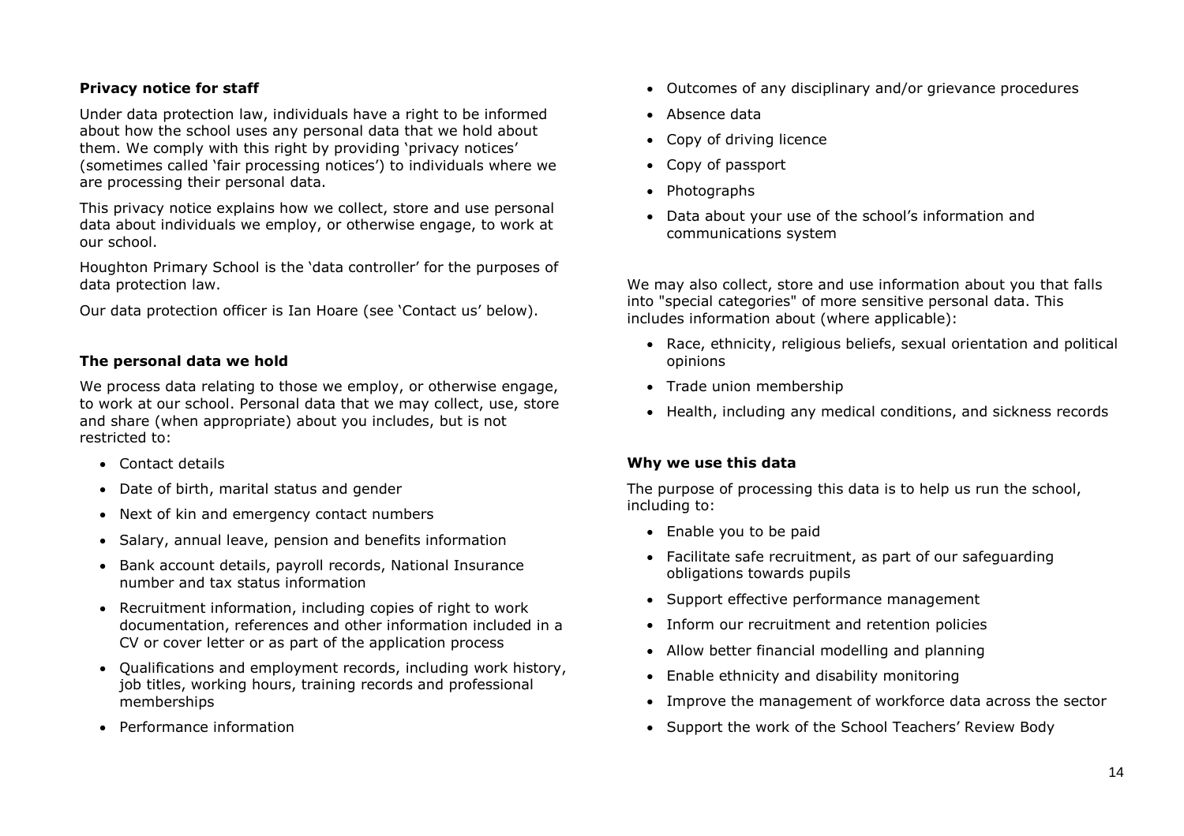**Privacy notice for staff**

Under data protection law, individuals have a right to be informed about how the school uses any personal data that we hold about them. We comply with this right by providing 'privacy notices' (sometimes called 'fair processing notices') to individuals where we are processing their personal data.

This privacy notice explains how we collect, store and use personal data about individuals we employ, or otherwise engage, to work at our school.

Houghton Primary School is the 'data controller' for the purposes of data protection law.

Our data protection officer is Ian Hoare (see 'Contact us' below).

**The personal data we hold**

We process data relating to those we employ, or otherwise engage, to work at our school. Personal data that we may collect, use, store and share (when appropriate) about you includes, but is not restricted to:

- Contact details
- Date of birth, marital status and gender
- Next of kin and emergency contact numbers
- Salary, annual leave, pension and benefits information
- Bank account details, payroll records, National Insurance number and tax status information
- Recruitment information, including copies of right to work documentation, references and other information included in a CV or cover letter or as part of the application process
- Qualifications and employment records, including work history, job titles, working hours, training records and professional memberships
- Performance information
- Outcomes of any disciplinary and/or grievance procedures
- Absence data
- Copy of driving licence
- Copy of passport
- Photographs
- Data about your use of the school's information and communications system

We may also collect, store and use information about you that falls into "special categories" of more sensitive personal data. This includes information about (where applicable):

- Race, ethnicity, religious beliefs, sexual orientation and political opinions
- Trade union membership
- Health, including any medical conditions, and sickness records

**Why we use this data**

The purpose of processing this data is to help us run the school, including to:

- Enable you to be paid
- Facilitate safe recruitment, as part of our safeguarding obligations towards pupils
- Support effective performance management
- Inform our recruitment and retention policies
- Allow better financial modelling and planning
- Enable ethnicity and disability monitoring
- Improve the management of workforce data across the sector
- Support the work of the School Teachers' Review Body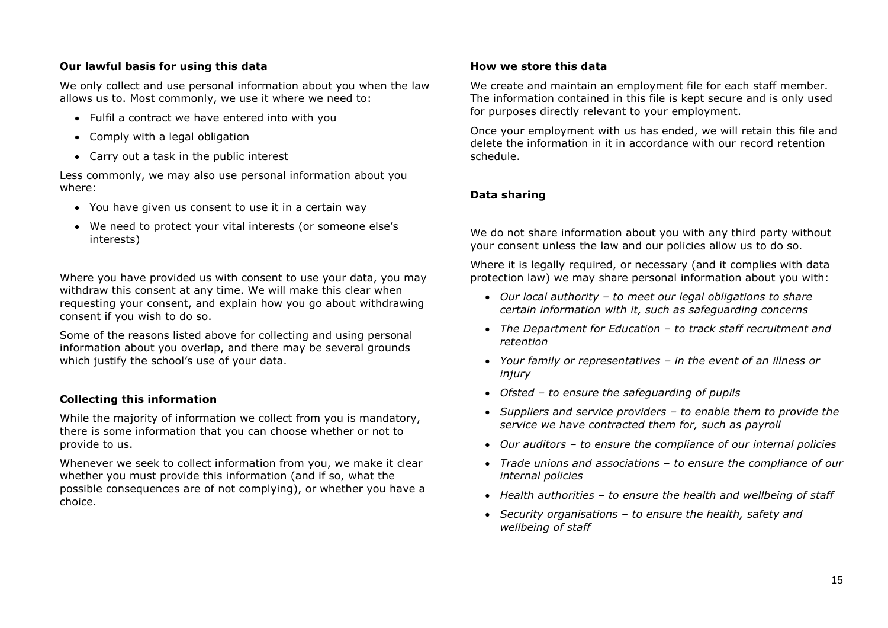### Our lawful basis for using this data

We only collect and use personal information about you when the law allows us to. Most commonly, we use it where we need to:

- Fulfil a contract we have entered into with you
- Comply with a legal obligation
- Carry out a task in the public interest

Less commonly, we may also use personal information about you where:

- You have given us consent to use it in a certain way
- We need to protect your vital interests (or someone else's interests)

Where you have provided us with consent to use your data, you may withdraw this consent at any time. We will make this clear when requesting your consent, and explain how you go about withdrawing consent if you wish to do so.

Some of the reasons listed above for collecting and using personal information about you overlap, and there may be several grounds which justify the school's use of your data.

### Collecting this information

While the majority of information we collect from you is mandatory, there is some information that you can choose whether or not to provide to us.

Whenever we seek to collect information from you, we make it clear whether you must provide this information (and if so, what the possible consequences are of not complying), or whether you have a choice.

### How we store this data

We create and maintain an employment file for each staff member. The information contained in this file is kept secure and is only used for purposes directly relevant to your employment.

Once your employment with us has ended, we will retain this file and delete the information in it in accordance with our record retention schedule.

### Data sharing

We do not share information about you with any third party without your consent unless the law and our policies allow us to do so.

Where it is legally required, or necessary (and it complies with data protection law) we may share personal information about you with:

- *Our local authority – to meet our legal obligations to share certain information with it, such as safeguarding concerns*
- *The Department for Education – to track staff recruitment and retention*
- *Your family or representatives – in the event of an illness or injury*
- *Ofsted – to ensure the safeguarding of pupils*
- *Suppliers and service providers – to enable them to provide the service we have contracted them for, such as payroll*
- *Our auditors – to ensure the compliance of our internal policies*
- *Trade unions and associations – to ensure the compliance of our internal policies*
- *Health authorities – to ensure the health and wellbeing of staff*
- *Security organisations – to ensure the health, safety and wellbeing of staff*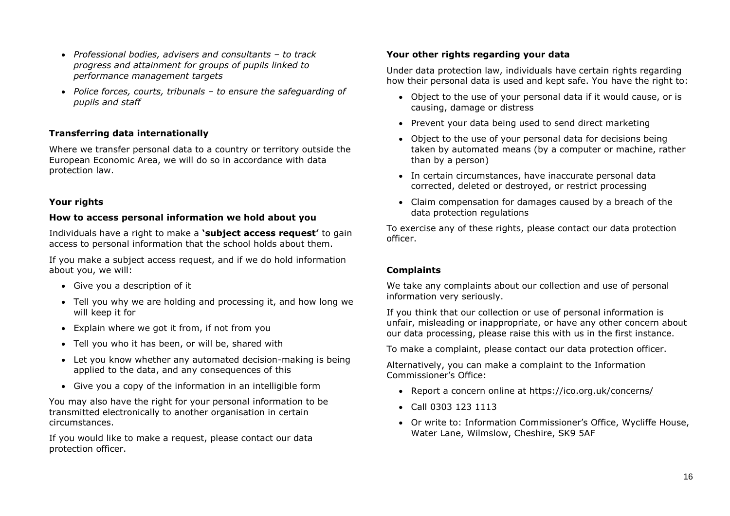- *Professional bodies, advisers and consultants – to track progress and attainment for groups of pupils linked to performance management targets*
- *Police forces, courts, tribunals – to ensure the safeguarding of pupils and staff*

### Transferring data internationally

Where we transfer personal data to a country or territory outside the European Economic Area, we will do so in accordance with data protection law.

### Your rights

#### How to access personal information we hold about you

Individuals have a right to make a **'subject access request'** to gain access to personal information that the school holds about them.

If you make a subject access request, and if we do hold information about you, we will:

- Give you a description of it
- Tell you why we are holding and processing it, and how long we will keep it for
- Explain where we got it from, if not from you
- Tell you who it has been, or will be, shared with
- Let you know whether any automated decision-making is being applied to the data, and any consequences of this
- Give you a copy of the information in an intelligible form

You may also have the right for your personal information to be transmitted electronically to another organisation in certain circumstances.

If you would like to make a request, please contact our data protection officer.

#### Your other rights regarding your data

Under data protection law, individuals have certain rights regarding how their personal data is used and kept safe. You have the right to:

- Object to the use of your personal data if it would cause, or is causing, damage or distress
- Prevent your data being used to send direct marketing
- Object to the use of your personal data for decisions being taken by automated means (by a computer or machine, rather than by a person)
- In certain circumstances, have inaccurate personal data corrected, deleted or destroyed, or restrict processing
- Claim compensation for damages caused by a breach of the data protection regulations

To exercise any of these rights, please contact our data protection officer.

### Complaints

We take any complaints about our collection and use of personal information very seriously.

If you think that our collection or use of personal information is unfair, misleading or inappropriate, or have any other concern about our data processing, please raise this with us in the first instance.

To make a complaint, please contact our data protection officer.

Alternatively, you can make a complaint to the Information Commissioner's Office:

- Report a concern online at https://ico.org.uk/concerns/
- Call 0303 123 1113
- Or write to: Information Commissioner's Office, Wycliffe House, Water Lane, Wilmslow, Cheshire, SK9 5AF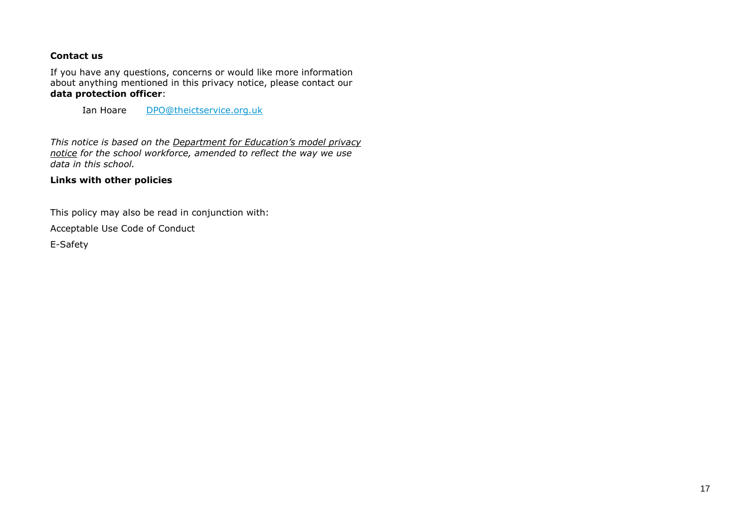**Contact us**

If you have any questions, concerns or would like more information about anything mentioned in this privacy notice, please contact our **data protection officer**:

Ian Hoare DPO@theictservice.org.uk

*This notice is based on the Department for Education's model privacy notice for the school workforce, amended to reflect the way we use data in this school.*

**Links with other policies**

This policy may also be read in conjunction with:

Acceptable Use Code of Conduct

E-Safety